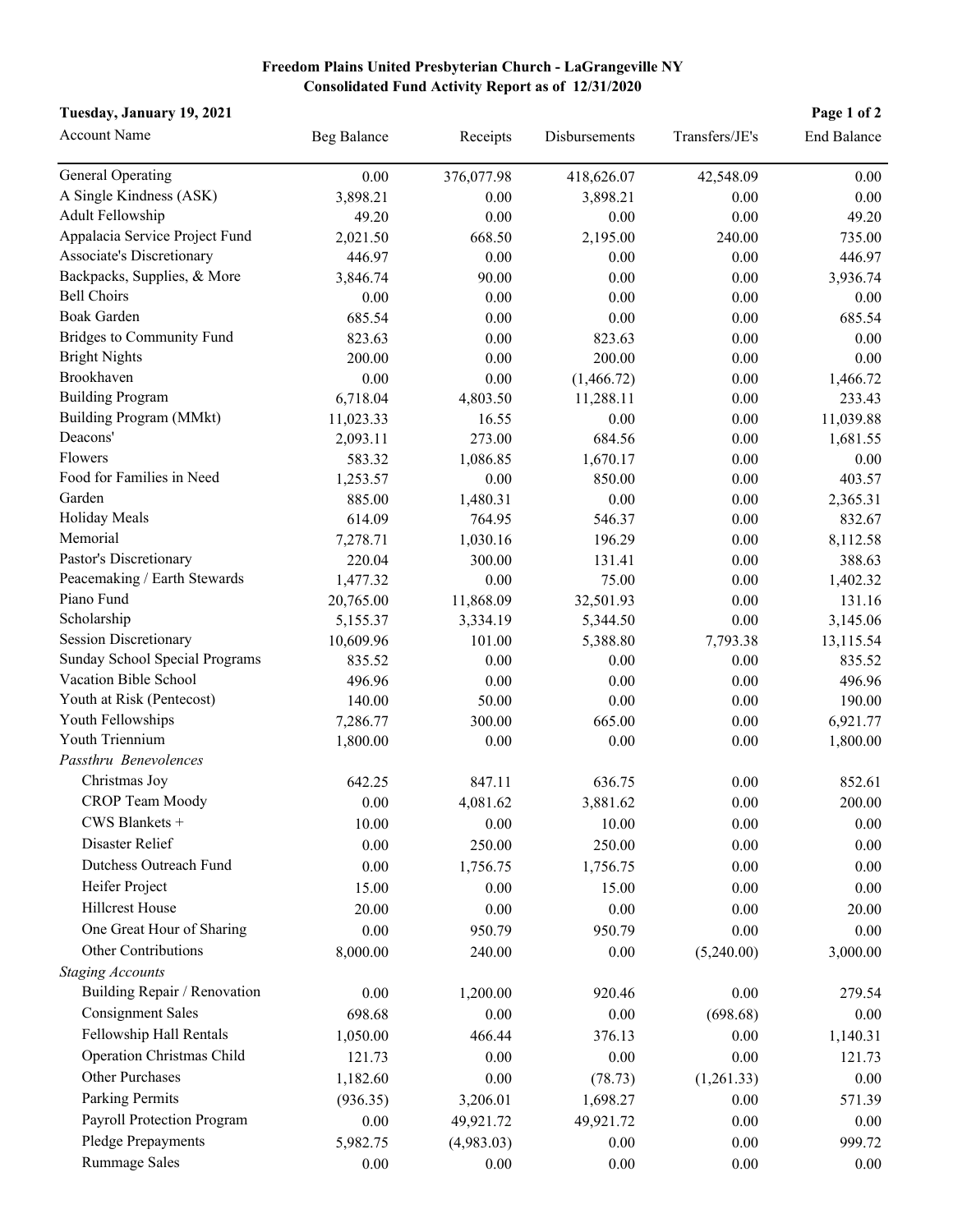**Freedom Plains United Presbyterian Church - LaGrangeville NY**
**Consolidated Fund Activity Report as of 12/31/2020**

**Tuesday, January 19, 2021**

| Account Name | Beg Balance | Receipts | Disbursements | Transfers/JE's | End Balance |
|---|---|---|---|---|---|
| General Operating | 0.00 | 376,077.98 | 418,626.07 | 42,548.09 | 0.00 |
| A Single Kindness (ASK) | 3,898.21 | 0.00 | 3,898.21 | 0.00 | 0.00 |
| Adult Fellowship | 49.20 | 0.00 | 0.00 | 0.00 | 49.20 |
| Appalacia Service Project Fund | 2,021.50 | 668.50 | 2,195.00 | 240.00 | 735.00 |
| Associate's Discretionary | 446.97 | 0.00 | 0.00 | 0.00 | 446.97 |
| Backpacks, Supplies, & More | 3,846.74 | 90.00 | 0.00 | 0.00 | 3,936.74 |
| Bell Choirs | 0.00 | 0.00 | 0.00 | 0.00 | 0.00 |
| Boak Garden | 685.54 | 0.00 | 0.00 | 0.00 | 685.54 |
| Bridges to Community Fund | 823.63 | 0.00 | 823.63 | 0.00 | 0.00 |
| Bright Nights | 200.00 | 0.00 | 200.00 | 0.00 | 0.00 |
| Brookhaven | 0.00 | 0.00 | (1,466.72) | 0.00 | 1,466.72 |
| Building Program | 6,718.04 | 4,803.50 | 11,288.11 | 0.00 | 233.43 |
| Building Program (MMkt) | 11,023.33 | 16.55 | 0.00 | 0.00 | 11,039.88 |
| Deacons' | 2,093.11 | 273.00 | 684.56 | 0.00 | 1,681.55 |
| Flowers | 583.32 | 1,086.85 | 1,670.17 | 0.00 | 0.00 |
| Food for Families in Need | 1,253.57 | 0.00 | 850.00 | 0.00 | 403.57 |
| Garden | 885.00 | 1,480.31 | 0.00 | 0.00 | 2,365.31 |
| Holiday Meals | 614.09 | 764.95 | 546.37 | 0.00 | 832.67 |
| Memorial | 7,278.71 | 1,030.16 | 196.29 | 0.00 | 8,112.58 |
| Pastor's Discretionary | 220.04 | 300.00 | 131.41 | 0.00 | 388.63 |
| Peacemaking / Earth Stewards | 1,477.32 | 0.00 | 75.00 | 0.00 | 1,402.32 |
| Piano Fund | 20,765.00 | 11,868.09 | 32,501.93 | 0.00 | 131.16 |
| Scholarship | 5,155.37 | 3,334.19 | 5,344.50 | 0.00 | 3,145.06 |
| Session Discretionary | 10,609.96 | 101.00 | 5,388.80 | 7,793.38 | 13,115.54 |
| Sunday School Special Programs | 835.52 | 0.00 | 0.00 | 0.00 | 835.52 |
| Vacation Bible School | 496.96 | 0.00 | 0.00 | 0.00 | 496.96 |
| Youth at Risk (Pentecost) | 140.00 | 50.00 | 0.00 | 0.00 | 190.00 |
| Youth Fellowships | 7,286.77 | 300.00 | 665.00 | 0.00 | 6,921.77 |
| Youth Triennium | 1,800.00 | 0.00 | 0.00 | 0.00 | 1,800.00 |
| *Passthru Benevolences* | | | | | |
| Christmas Joy | 642.25 | 847.11 | 636.75 | 0.00 | 852.61 |
| CROP Team Moody | 0.00 | 4,081.62 | 3,881.62 | 0.00 | 200.00 |
| CWS Blankets + | 10.00 | 0.00 | 10.00 | 0.00 | 0.00 |
| Disaster Relief | 0.00 | 250.00 | 250.00 | 0.00 | 0.00 |
| Dutchess Outreach Fund | 0.00 | 1,756.75 | 1,756.75 | 0.00 | 0.00 |
| Heifer Project | 15.00 | 0.00 | 15.00 | 0.00 | 0.00 |
| Hillcrest House | 20.00 | 0.00 | 0.00 | 0.00 | 20.00 |
| One Great Hour of Sharing | 0.00 | 950.79 | 950.79 | 0.00 | 0.00 |
| Other Contributions | 8,000.00 | 240.00 | 0.00 | (5,240.00) | 3,000.00 |
| *Staging Accounts* | | | | | |
| Building Repair / Renovation | 0.00 | 1,200.00 | 920.46 | 0.00 | 279.54 |
| Consignment Sales | 698.68 | 0.00 | 0.00 | (698.68) | 0.00 |
| Fellowship Hall Rentals | 1,050.00 | 466.44 | 376.13 | 0.00 | 1,140.31 |
| Operation Christmas Child | 121.73 | 0.00 | 0.00 | 0.00 | 121.73 |
| Other Purchases | 1,182.60 | 0.00 | (78.73) | (1,261.33) | 0.00 |
| Parking Permits | (936.35) | 3,206.01 | 1,698.27 | 0.00 | 571.39 |
| Payroll Protection Program | 0.00 | 49,921.72 | 49,921.72 | 0.00 | 0.00 |
| Pledge Prepayments | 5,982.75 | (4,983.03) | 0.00 | 0.00 | 999.72 |
| Rummage Sales | 0.00 | 0.00 | 0.00 | 0.00 | 0.00 |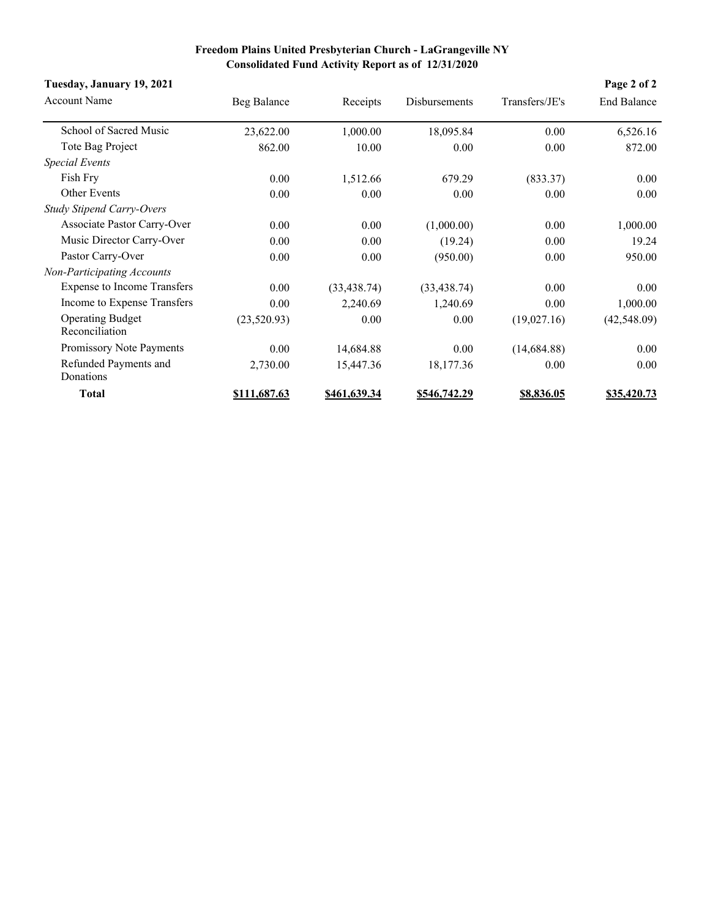**Freedom Plains United Presbyterian Church - LaGrangeville NY**
**Consolidated Fund Activity Report as of 12/31/2020**

**Tuesday, January 19, 2021**

| Account Name | Beg Balance | Receipts | Disbursements | Transfers/JE's | End Balance |
|---|---|---|---|---|---|
| School of Sacred Music | 23,622.00 | 1,000.00 | 18,095.84 | 0.00 | 6,526.16 |
| Tote Bag Project | 862.00 | 10.00 | 0.00 | 0.00 | 872.00 |
| *Special Events* | | | | | |
| Fish Fry | 0.00 | 1,512.66 | 679.29 | (833.37) | 0.00 |
| Other Events | 0.00 | 0.00 | 0.00 | 0.00 | 0.00 |
| *Study Stipend Carry-Overs* | | | | | |
| Associate Pastor Carry-Over | 0.00 | 0.00 | (1,000.00) | 0.00 | 1,000.00 |
| Music Director Carry-Over | 0.00 | 0.00 | (19.24) | 0.00 | 19.24 |
| Pastor Carry-Over | 0.00 | 0.00 | (950.00) | 0.00 | 950.00 |
| *Non-Participating Accounts* | | | | | |
| Expense to Income Transfers | 0.00 | (33,438.74) | (33,438.74) | 0.00 | 0.00 |
| Income to Expense Transfers | 0.00 | 2,240.69 | 1,240.69 | 0.00 | 1,000.00 |
| Operating Budget Reconciliation | (23,520.93) | 0.00 | 0.00 | (19,027.16) | (42,548.09) |
| Promissory Note Payments | 0.00 | 14,684.88 | 0.00 | (14,684.88) | 0.00 |
| Refunded Payments and Donations | 2,730.00 | 15,447.36 | 18,177.36 | 0.00 | 0.00 |
| **Total** | **\$111,687.63** | **\$461,639.34** | **\$546,742.29** | **\$8,836.05** | **\$35,420.73** |